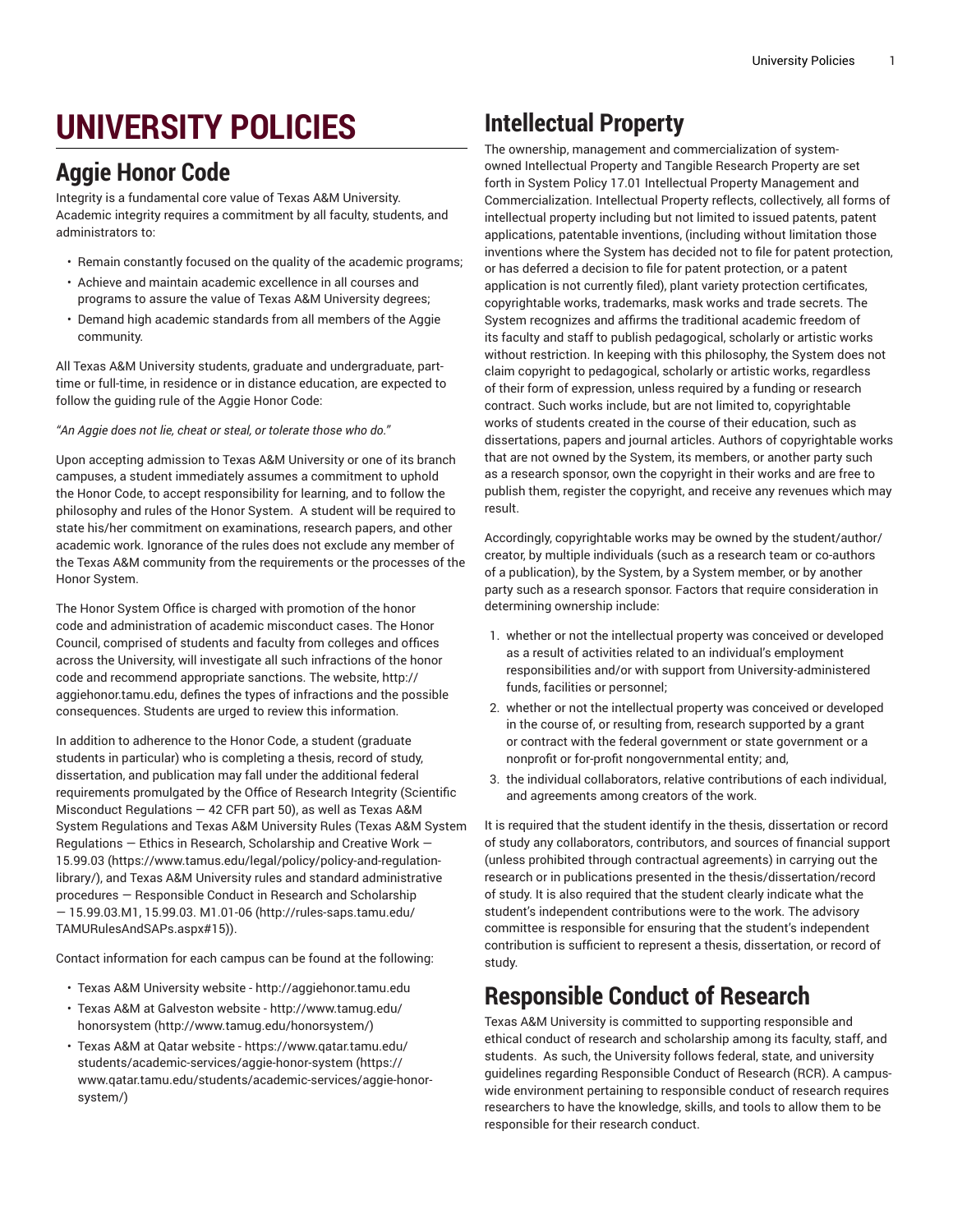# UNIVERSITY POLICIES

## Aggie Honor Code

Integrity is a fundamental core value of Texas A&M University. Academic integrity requires a commitment by all faculty, students, and administrators to:

- Remain constantly focused on the quality of the academic programs;
- Achieve and maintain academic excellence in all courses and programs to assure the value of Texas A&M University degrees;
- Demand high academic standards from all members of the Aggie community.

All Texas A&M University students, graduate and undergraduate, part-time or full-time, in residence or in distance education, are expected to follow the guiding rule of the Aggie Honor Code:

*"An Aggie does not lie, cheat or steal, or tolerate those who do."*

Upon accepting admission to Texas A&M University or one of its branch campuses, a student immediately assumes a commitment to uphold the Honor Code, to accept responsibility for learning, and to follow the philosophy and rules of the Honor System. A student will be required to state his/her commitment on examinations, research papers, and other academic work. Ignorance of the rules does not exclude any member of the Texas A&M community from the requirements or the processes of the Honor System.

The Honor System Office is charged with promotion of the honor code and administration of academic misconduct cases. The Honor Council, comprised of students and faculty from colleges and offices across the University, will investigate all such infractions of the honor code and recommend appropriate sanctions. The website, http://aggiehonor.tamu.edu, defines the types of infractions and the possible consequences. Students are urged to review this information.

In addition to adherence to the Honor Code, a student (graduate students in particular) who is completing a thesis, record of study, dissertation, and publication may fall under the additional federal requirements promulgated by the Office of Research Integrity (Scientific Misconduct Regulations — 42 CFR part 50), as well as Texas A&M System Regulations and Texas A&M University Rules (Texas A&M System Regulations — Ethics in Research, Scholarship and Creative Work — 15.99.03 (https://www.tamus.edu/legal/policy/policy-and-regulation-library/), and Texas A&M University rules and standard administrative procedures — Responsible Conduct in Research and Scholarship — 15.99.03.M1, 15.99.03. M1.01-06 (http://rules-saps.tamu.edu/TAMURulesAndSAPs.aspx#15)).

Contact information for each campus can be found at the following:

- Texas A&M University website - http://aggiehonor.tamu.edu
- Texas A&M at Galveston website - http://www.tamug.edu/honorsystem (http://www.tamug.edu/honorsystem/)
- Texas A&M at Qatar website - https://www.qatar.tamu.edu/students/academic-services/aggie-honor-system (https://www.qatar.tamu.edu/students/academic-services/aggie-honor-system/)

## Intellectual Property

The ownership, management and commercialization of system-owned Intellectual Property and Tangible Research Property are set forth in System Policy 17.01 Intellectual Property Management and Commercialization. Intellectual Property reflects, collectively, all forms of intellectual property including but not limited to issued patents, patent applications, patentable inventions, (including without limitation those inventions where the System has decided not to file for patent protection, or has deferred a decision to file for patent protection, or a patent application is not currently filed), plant variety protection certificates, copyrightable works, trademarks, mask works and trade secrets. The System recognizes and affirms the traditional academic freedom of its faculty and staff to publish pedagogical, scholarly or artistic works without restriction. In keeping with this philosophy, the System does not claim copyright to pedagogical, scholarly or artistic works, regardless of their form of expression, unless required by a funding or research contract. Such works include, but are not limited to, copyrightable works of students created in the course of their education, such as dissertations, papers and journal articles. Authors of copyrightable works that are not owned by the System, its members, or another party such as a research sponsor, own the copyright in their works and are free to publish them, register the copyright, and receive any revenues which may result.

Accordingly, copyrightable works may be owned by the student/author/creator, by multiple individuals (such as a research team or co-authors of a publication), by the System, by a System member, or by another party such as a research sponsor. Factors that require consideration in determining ownership include:

1. whether or not the intellectual property was conceived or developed as a result of activities related to an individual's employment responsibilities and/or with support from University-administered funds, facilities or personnel;
2. whether or not the intellectual property was conceived or developed in the course of, or resulting from, research supported by a grant or contract with the federal government or state government or a nonprofit or for-profit nongovernmental entity; and,
3. the individual collaborators, relative contributions of each individual, and agreements among creators of the work.

It is required that the student identify in the thesis, dissertation or record of study any collaborators, contributors, and sources of financial support (unless prohibited through contractual agreements) in carrying out the research or in publications presented in the thesis/dissertation/record of study. It is also required that the student clearly indicate what the student's independent contributions were to the work. The advisory committee is responsible for ensuring that the student's independent contribution is sufficient to represent a thesis, dissertation, or record of study.

## Responsible Conduct of Research

Texas A&M University is committed to supporting responsible and ethical conduct of research and scholarship among its faculty, staff, and students. As such, the University follows federal, state, and university guidelines regarding Responsible Conduct of Research (RCR). A campus-wide environment pertaining to responsible conduct of research requires researchers to have the knowledge, skills, and tools to allow them to be responsible for their research conduct.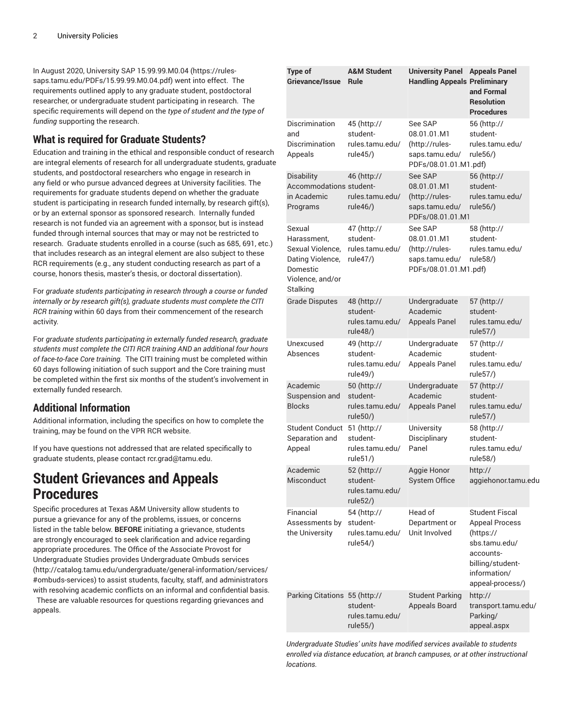In August 2020, University SAP 15.99.99.M0.04 (https://rules-saps.tamu.edu/PDFs/15.99.99.M0.04.pdf) went into effect. The requirements outlined apply to any graduate student, postdoctoral researcher, or undergraduate student participating in research. The specific requirements will depend on the *type of student and the type of funding* supporting the research.

## What is required for Graduate Students?

Education and training in the ethical and responsible conduct of research are integral elements of research for all undergraduate students, graduate students, and postdoctoral researchers who engage in research in any field or who pursue advanced degrees at University facilities. The requirements for graduate students depend on whether the graduate student is participating in research funded internally, by research gift(s), or by an external sponsor as sponsored research. Internally funded research is not funded via an agreement with a sponsor, but is instead funded through internal sources that may or may not be restricted to research. Graduate students enrolled in a course (such as 685, 691, etc.) that includes research as an integral element are also subject to these RCR requirements (e.g., any student conducting research as part of a course, honors thesis, master's thesis, or doctoral dissertation).

For *graduate students participating in research through a course or funded internally or by research gift(s), graduate students must complete the CITI RCR training* within 60 days from their commencement of the research activity.

For *graduate students participating in externally funded research, graduate students must complete the CITI RCR training AND an additional four hours of face-to-face Core training.* The CITI training must be completed within 60 days following initiation of such support and the Core training must be completed within the first six months of the student's involvement in externally funded research.

## Additional Information

Additional information, including the specifics on how to complete the training, may be found on the VPR RCR website.

If you have questions not addressed that are related specifically to graduate students, please contact rcr.grad@tamu.edu.

# Student Grievances and Appeals Procedures

Specific procedures at Texas A&M University allow students to pursue a grievance for any of the problems, issues, or concerns listed in the table below. **BEFORE** initiating a grievance, students are strongly encouraged to seek clarification and advice regarding appropriate procedures. The Office of the Associate Provost for Undergraduate Studies provides Undergraduate Ombuds services (http://catalog.tamu.edu/undergraduate/general-information/services/#ombuds-services) to assist students, faculty, staff, and administrators with resolving academic conflicts on an informal and confidential basis. These are valuable resources for questions regarding grievances and appeals.

| Type of Grievance/Issue | A&M Student Rule | University Panel Handling Appeals | Appeals Panel Preliminary and Formal Resolution Procedures |
|---|---|---|---|
| Discrimination and Discrimination Appeals | 45 (http://student-rules.tamu.edu/rule45/) | See SAP 08.01.01.M1 (http://rules-saps.tamu.edu/PDFs/08.01.01.M1.pdf) | 56 (http://student-rules.tamu.edu/rule56/) |
| Disability Accommodations in Academic Programs | 46 (http://student-rules.tamu.edu/rule46/) | See SAP 08.01.01.M1 (http://rules-saps.tamu.edu/PDFs/08.01.01.M1 | 56 (http://student-rules.tamu.edu/rule56/) |
| Sexual Harassment, Sexual Violence, Dating Violence, Domestic Violence, and/or Stalking | 47 (http://student-rules.tamu.edu/rule47/) | See SAP 08.01.01.M1 (http://rules-saps.tamu.edu/PDFs/08.01.01.M1.pdf) | 58 (http://student-rules.tamu.edu/rule58/) |
| Grade Disputes | 48 (http://student-rules.tamu.edu/rule48/) | Undergraduate Academic Appeals Panel | 57 (http://student-rules.tamu.edu/rule57/) |
| Unexcused Absences | 49 (http://student-rules.tamu.edu/rule49/) | Undergraduate Academic Appeals Panel | 57 (http://student-rules.tamu.edu/rule57/) |
| Academic Suspension and Blocks | 50 (http://student-rules.tamu.edu/rule50/) | Undergraduate Academic Appeals Panel | 57 (http://student-rules.tamu.edu/rule57/) |
| Student Conduct Separation and Appeal | 51 (http://student-rules.tamu.edu/rule51/) | University Disciplinary Panel | 58 (http://student-rules.tamu.edu/rule58/) |
| Academic Misconduct | 52 (http://student-rules.tamu.edu/rule52/) | Aggie Honor System Office | http://aggiehonor.tamu.edu |
| Financial Assessments by the University | 54 (http://student-rules.tamu.edu/rule54/) | Head of Department or Unit Involved | Student Fiscal Appeal Process (https://sbs.tamu.edu/accounts-billing/student-information/appeal-process/) |
| Parking Citations | 55 (http://student-rules.tamu.edu/rule55/) | Student Parking Appeals Board | http://transport.tamu.edu/Parking/appeal.aspx |

*Undergraduate Studies' units have modified services available to students enrolled via distance education, at branch campuses, or at other instructional locations.*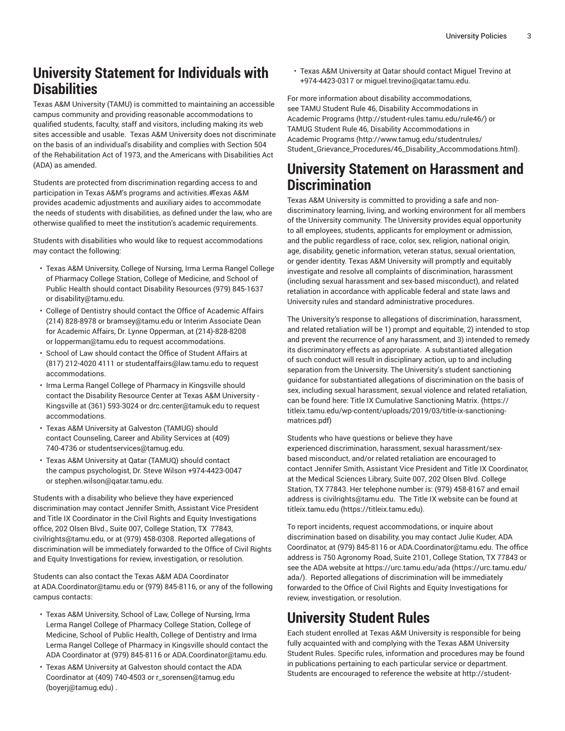## University Statement for Individuals with Disabilities

Texas A&M University (TAMU) is committed to maintaining an accessible campus community and providing reasonable accommodations to qualified students, faculty, staff and visitors, including making its web sites accessible and usable. Texas A&M University does not discriminate on the basis of an individual's disability and complies with Section 504 of the Rehabilitation Act of 1973, and the Americans with Disabilities Act (ADA) as amended.

Students are protected from discrimination regarding access to and participation in Texas A&M's programs and activities.#Texas A&M provides academic adjustments and auxiliary aides to accommodate the needs of students with disabilities, as defined under the law, who are otherwise qualified to meet the institution's academic requirements.

Students with disabilities who would like to request accommodations may contact the following:

- Texas A&M University, College of Nursing, Irma Lerma Rangel College of Pharmacy College Station, College of Medicine, and School of Public Health should contact Disability Resources (979) 845-1637 or disability@tamu.edu.
- College of Dentistry should contact the Office of Academic Affairs (214) 828-8978 or bramsey@tamu.edu or Interim Associate Dean for Academic Affairs, Dr. Lynne Opperman, at (214)-828-8208 or lopperman@tamu.edu to request accommodations.
- School of Law should contact the Office of Student Affairs at (817) 212-4020 4111 or studentaffairs@law.tamu.edu to request accommodations.
- Irma Lerma Rangel College of Pharmacy in Kingsville should contact the Disability Resource Center at Texas A&M University - Kingsville at (361) 593-3024 or drc.center@tamuk.edu to request accommodations.
- Texas A&M University at Galveston (TAMUG) should contact Counseling, Career and Ability Services at (409) 740-4736 or studentservices@tamug.edu.
- Texas A&M University at Qatar (TAMUQ) should contact the campus psychologist, Dr. Steve Wilson +974-4423-0047 or stephen.wilson@qatar.tamu.edu.

Students with a disability who believe they have experienced discrimination may contact Jennifer Smith, Assistant Vice President and Title IX Coordinator in the Civil Rights and Equity Investigations office, 202 Olsen Blvd., Suite 007, College Station, TX 77843, civilrights@tamu.edu, or at (979) 458-0308. Reported allegations of discrimination will be immediately forwarded to the Office of Civil Rights and Equity Investigations for review, investigation, or resolution.

Students can also contact the Texas A&M ADA Coordinator at ADA.Coordinator@tamu.edu or (979) 845-8116, or any of the following campus contacts:

- Texas A&M University, School of Law, College of Nursing, Irma Lerma Rangel College of Pharmacy College Station, College of Medicine, School of Public Health, College of Dentistry and Irma Lerma Rangel College of Pharmacy in Kingsville should contact the ADA Coordinator at (979) 845-8116 or ADA.Coordinator@tamu.edu.
- Texas A&M University at Galveston should contact the ADA Coordinator at (409) 740-4503 or r_sorensen@tamug.edu (boyerj@tamug.edu) .
- Texas A&M University at Qatar should contact Miguel Trevino at +974-4423-0317 or miguel.trevino@qatar.tamu.edu.

For more information about disability accommodations, see TAMU Student Rule 46, Disability Accommodations in Academic Programs (http://student-rules.tamu.edu/rule46/) or TAMUG Student Rule 46, Disability Accommodations in Academic Programs (http://www.tamug.edu/studentrules/Student_Grievance_Procedures/46_Disability_Accommodations.html).

## University Statement on Harassment and Discrimination

Texas A&M University is committed to providing a safe and non-discriminatory learning, living, and working environment for all members of the University community. The University provides equal opportunity to all employees, students, applicants for employment or admission, and the public regardless of race, color, sex, religion, national origin, age, disability, genetic information, veteran status, sexual orientation, or gender identity. Texas A&M University will promptly and equitably investigate and resolve all complaints of discrimination, harassment (including sexual harassment and sex-based misconduct), and related retaliation in accordance with applicable federal and state laws and University rules and standard administrative procedures.

The University's response to allegations of discrimination, harassment, and related retaliation will be 1) prompt and equitable, 2) intended to stop and prevent the recurrence of any harassment, and 3) intended to remedy its discriminatory effects as appropriate. A substantiated allegation of such conduct will result in disciplinary action, up to and including separation from the University. The University's student sanctioning guidance for substantiated allegations of discrimination on the basis of sex, including sexual harassment, sexual violence and related retaliation, can be found here: Title IX Cumulative Sanctioning Matrix. (https://titleix.tamu.edu/wp-content/uploads/2019/03/title-ix-sanctioning-matrices.pdf)

Students who have questions or believe they have experienced discrimination, harassment, sexual harassment/sex-based misconduct, and/or related retaliation are encouraged to contact Jennifer Smith, Assistant Vice President and Title IX Coordinator, at the Medical Sciences Library, Suite 007, 202 Olsen Blvd. College Station, TX 77843. Her telephone number is: (979) 458-8167 and email address is civilrights@tamu.edu. The Title IX website can be found at titleix.tamu.edu (https://titleix.tamu.edu).

To report incidents, request accommodations, or inquire about discrimination based on disability, you may contact Julie Kuder, ADA Coordinator, at (979) 845-8116 or ADA.Coordinator@tamu.edu. The office address is 750 Agronomy Road, Suite 2101, College Station, TX 77843 or see the ADA website at https://urc.tamu.edu/ada (https://urc.tamu.edu/ada/). Reported allegations of discrimination will be immediately forwarded to the Office of Civil Rights and Equity Investigations for review, investigation, or resolution.

## University Student Rules

Each student enrolled at Texas A&M University is responsible for being fully acquainted with and complying with the Texas A&M University Student Rules. Specific rules, information and procedures may be found in publications pertaining to each particular service or department. Students are encouraged to reference the website at http://student-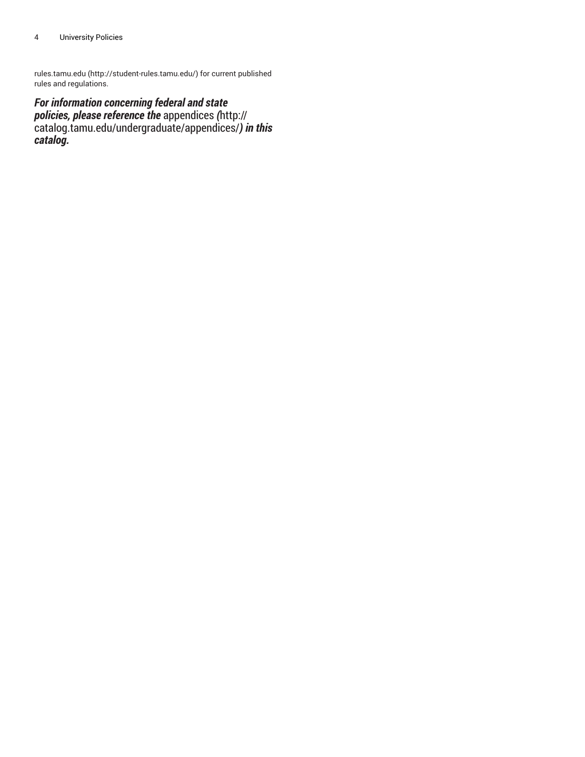rules.tamu.edu (http://student-rules.tamu.edu/) for current published rules and regulations.

***For information concerning federal and state policies, please reference the*** appendices ***(***http://catalog.tamu.edu/undergraduate/appendices/***) in this catalog.***